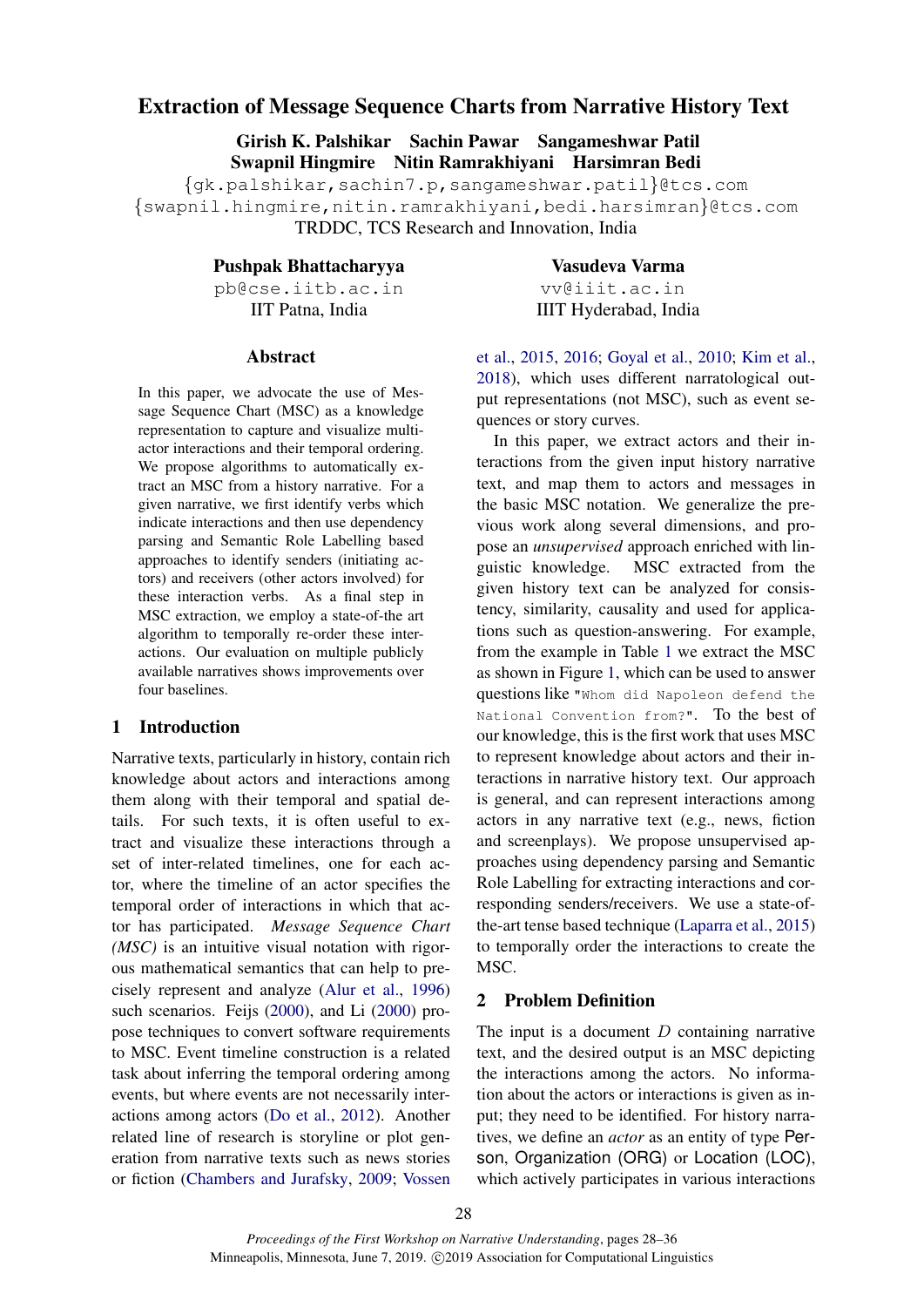# Extraction of Message Sequence Charts from Narrative History Text

**Girish K. Palshikar  Sachin Pawar  Sangameshwar Patil**
**Swapnil Hingmire  Nitin Ramrakhiyani  Harsimran Bedi**

{gk.palshikar,sachin7.p,sangameshwar.patil}@tcs.com
{swapnil.hingmire,nitin.ramrakhiyani,bedi.harsimran}@tcs.com
TRDDC, TCS Research and Innovation, India

**Pushpak Bhattacharyya**
pb@cse.iitb.ac.in
IIT Patna, India

**Vasudeva Varma**
vv@iiit.ac.in
IIIT Hyderabad, India

## Abstract

In this paper, we advocate the use of Message Sequence Chart (MSC) as a knowledge representation to capture and visualize multi-actor interactions and their temporal ordering. We propose algorithms to automatically extract an MSC from a history narrative. For a given narrative, we first identify verbs which indicate interactions and then use dependency parsing and Semantic Role Labelling based approaches to identify senders (initiating actors) and receivers (other actors involved) for these interaction verbs. As a final step in MSC extraction, we employ a state-of-the art algorithm to temporally re-order these interactions. Our evaluation on multiple publicly available narratives shows improvements over four baselines.

## 1 Introduction

Narrative texts, particularly in history, contain rich knowledge about actors and interactions among them along with their temporal and spatial details. For such texts, it is often useful to extract and visualize these interactions through a set of inter-related timelines, one for each actor, where the timeline of an actor specifies the temporal order of interactions in which that actor has participated. *Message Sequence Chart (MSC)* is an intuitive visual notation with rigorous mathematical semantics that can help to precisely represent and analyze (Alur et al., 1996) such scenarios. Feijs (2000), and Li (2000) propose techniques to convert software requirements to MSC. Event timeline construction is a related task about inferring the temporal ordering among events, but where events are not necessarily interactions among actors (Do et al., 2012). Another related line of research is storyline or plot generation from narrative texts such as news stories or fiction (Chambers and Jurafsky, 2009; Vossen et al., 2015, 2016; Goyal et al., 2010; Kim et al., 2018), which uses different narratological output representations (not MSC), such as event sequences or story curves.

In this paper, we extract actors and their interactions from the given input history narrative text, and map them to actors and messages in the basic MSC notation. We generalize the previous work along several dimensions, and propose an *unsupervised* approach enriched with linguistic knowledge. MSC extracted from the given history text can be analyzed for consistency, similarity, causality and used for applications such as question-answering. For example, from the example in Table 1 we extract the MSC as shown in Figure 1, which can be used to answer questions like `"Whom did Napoleon defend the National Convention from?"`. To the best of our knowledge, this is the first work that uses MSC to represent knowledge about actors and their interactions in narrative history text. Our approach is general, and can represent interactions among actors in any narrative text (e.g., news, fiction and screenplays). We propose unsupervised approaches using dependency parsing and Semantic Role Labelling for extracting interactions and corresponding senders/receivers. We use a state-of-the-art tense based technique (Laparra et al., 2015) to temporally order the interactions to create the MSC.

## 2 Problem Definition

The input is a document $D$ containing narrative text, and the desired output is an MSC depicting the interactions among the actors. No information about the actors or interactions is given as input; they need to be identified. For history narratives, we define an *actor* as an entity of type Person, Organization (ORG) or Location (LOC), which actively participates in various interactions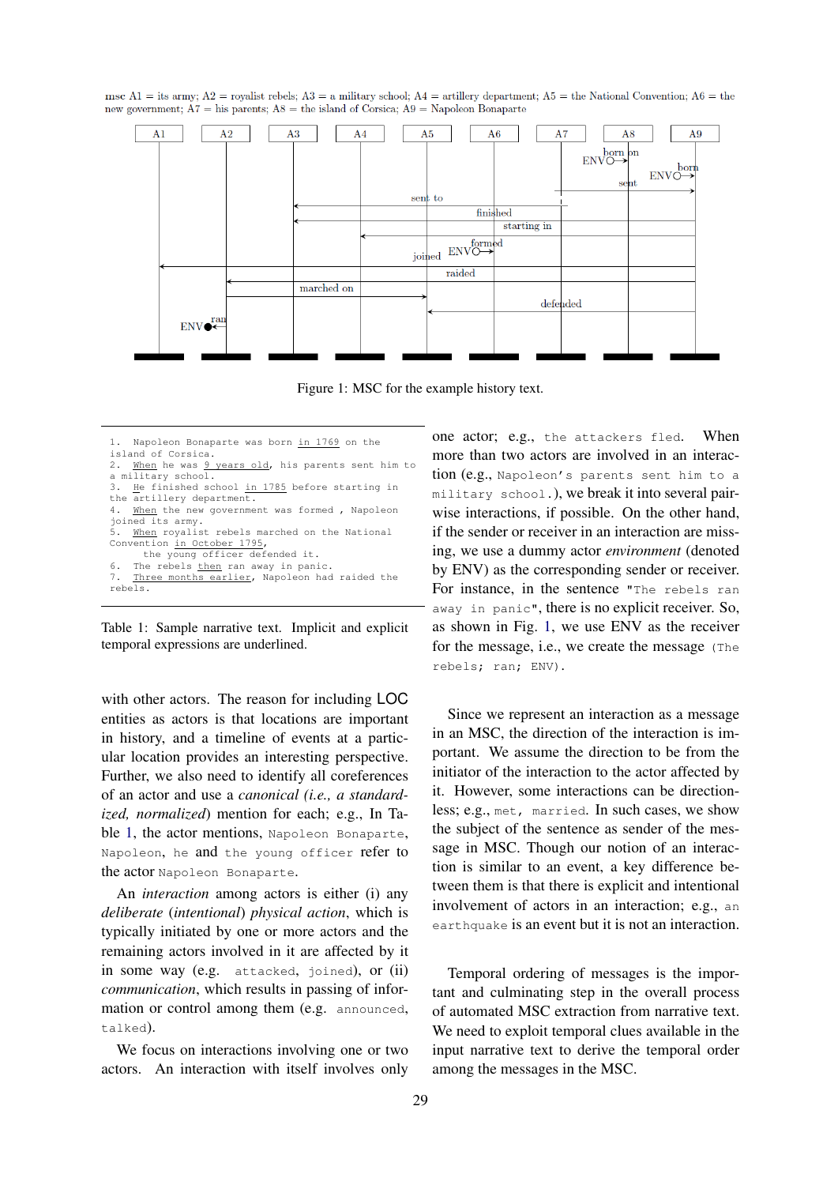msc A1 = its army; A2 = royalist rebels; A3 = a military school; A4 = artillery department; A5 = the National Convention; A6 = the new government; A7 = his parents; A8 = the island of Corsica; A9 = Napoleon Bonaparte

Figure 1: MSC for the example history text.

```
1.  Napoleon Bonaparte was born in 1769 on the
island of Corsica.
2.  When he was 9 years old, his parents sent him to
a military school.
3.  He finished school in 1785 before starting in
the artillery department.
4.  When the new government was formed , Napoleon
joined its army.
5.  When royalist rebels marched on the National
Convention in October 1795,
      the young officer defended it.
6.  The rebels then ran away in panic.
7.  Three months earlier, Napoleon had raided the
rebels.
```

Table 1: Sample narrative text. Implicit and explicit temporal expressions are underlined.

with other actors. The reason for including LOC entities as actors is that locations are important in history, and a timeline of events at a particular location provides an interesting perspective. Further, we also need to identify all coreferences of an actor and use a *canonical (i.e., a standardized, normalized)* mention for each; e.g., In Table 1, the actor mentions, `Napoleon Bonaparte`, `Napoleon`, `he` and `the young officer` refer to the actor `Napoleon Bonaparte`.

An *interaction* among actors is either (i) any *deliberate* (*intentional*) *physical action*, which is typically initiated by one or more actors and the remaining actors involved in it are affected by it in some way (e.g. `attacked`, `joined`), or (ii) *communication*, which results in passing of information or control among them (e.g. `announced`, `talked`).

We focus on interactions involving one or two actors. An interaction with itself involves only one actor; e.g., `the attackers fled`. When more than two actors are involved in an interaction (e.g., `Napoleon's parents sent him to a military school.`), we break it into several pairwise interactions, if possible. On the other hand, if the sender or receiver in an interaction are missing, we use a dummy actor *environment* (denoted by ENV) as the corresponding sender or receiver. For instance, in the sentence `"The rebels ran away in panic"`, there is no explicit receiver. So, as shown in Fig. 1, we use ENV as the receiver for the message, i.e., we create the message `(The rebels; ran; ENV)`.

Since we represent an interaction as a message in an MSC, the direction of the interaction is important. We assume the direction to be from the initiator of the interaction to the actor affected by it. However, some interactions can be directionless; e.g., `met`, `married`. In such cases, we show the subject of the sentence as sender of the message in MSC. Though our notion of an interaction is similar to an event, a key difference between them is that there is explicit and intentional involvement of actors in an interaction; e.g., `an earthquake` is an event but it is not an interaction.

Temporal ordering of messages is the important and culminating step in the overall process of automated MSC extraction from narrative text. We need to exploit temporal clues available in the input narrative text to derive the temporal order among the messages in the MSC.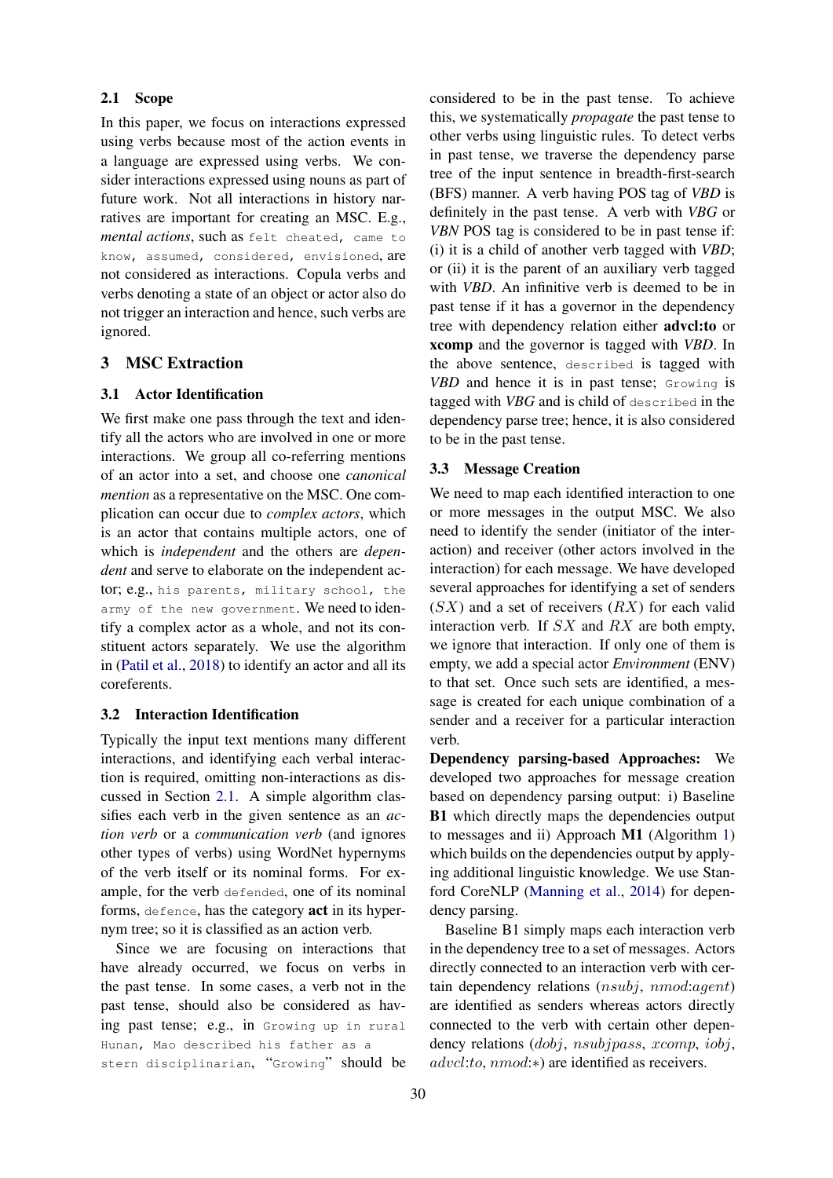### 2.1 Scope

In this paper, we focus on interactions expressed using verbs because most of the action events in a language are expressed using verbs. We consider interactions expressed using nouns as part of future work. Not all interactions in history narratives are important for creating an MSC. E.g., *mental actions*, such as `felt cheated, came to know, assumed, considered, envisioned`, are not considered as interactions. Copula verbs and verbs denoting a state of an object or actor also do not trigger an interaction and hence, such verbs are ignored.

## 3 MSC Extraction

### 3.1 Actor Identification

We first make one pass through the text and identify all the actors who are involved in one or more interactions. We group all co-referring mentions of an actor into a set, and choose one *canonical mention* as a representative on the MSC. One complication can occur due to *complex actors*, which is an actor that contains multiple actors, one of which is *independent* and the others are *dependent* and serve to elaborate on the independent actor; e.g., `his parents, military school, the army of the new government`. We need to identify a complex actor as a whole, and not its constituent actors separately. We use the algorithm in (Patil et al., 2018) to identify an actor and all its coreferents.

### 3.2 Interaction Identification

Typically the input text mentions many different interactions, and identifying each verbal interaction is required, omitting non-interactions as discussed in Section 2.1. A simple algorithm classifies each verb in the given sentence as an *action verb* or a *communication verb* (and ignores other types of verbs) using WordNet hypernyms of the verb itself or its nominal forms. For example, for the verb `defended`, one of its nominal forms, `defence`, has the category **act** in its hypernym tree; so it is classified as an action verb.

Since we are focusing on interactions that have already occurred, we focus on verbs in the past tense. In some cases, a verb not in the past tense, should also be considered as having past tense; e.g., in `Growing up in rural Hunan, Mao described his father as a stern disciplinarian`, "`Growing`" should be considered to be in the past tense. To achieve this, we systematically *propagate* the past tense to other verbs using linguistic rules. To detect verbs in past tense, we traverse the dependency parse tree of the input sentence in breadth-first-search (BFS) manner. A verb having POS tag of *VBD* is definitely in the past tense. A verb with *VBG* or *VBN* POS tag is considered to be in past tense if: (i) it is a child of another verb tagged with *VBD*; or (ii) it is the parent of an auxiliary verb tagged with *VBD*. An infinitive verb is deemed to be in past tense if it has a governor in the dependency tree with dependency relation either **advcl:to** or **xcomp** and the governor is tagged with *VBD*. In the above sentence, `described` is tagged with *VBD* and hence it is in past tense; `Growing` is tagged with *VBG* and is child of `described` in the dependency parse tree; hence, it is also considered to be in the past tense.

### 3.3 Message Creation

We need to map each identified interaction to one or more messages in the output MSC. We also need to identify the sender (initiator of the interaction) and receiver (other actors involved in the interaction) for each message. We have developed several approaches for identifying a set of senders ($SX$) and a set of receivers ($RX$) for each valid interaction verb. If $SX$ and $RX$ are both empty, we ignore that interaction. If only one of them is empty, we add a special actor *Environment* (ENV) to that set. Once such sets are identified, a message is created for each unique combination of a sender and a receiver for a particular interaction verb.

**Dependency parsing-based Approaches:** We developed two approaches for message creation based on dependency parsing output: i) Baseline **B1** which directly maps the dependencies output to messages and ii) Approach **M1** (Algorithm 1) which builds on the dependencies output by applying additional linguistic knowledge. We use Stanford CoreNLP (Manning et al., 2014) for dependency parsing.

Baseline B1 simply maps each interaction verb in the dependency tree to a set of messages. Actors directly connected to an interaction verb with certain dependency relations ($nsubj$, $nmod{:}agent$) are identified as senders whereas actors directly connected to the verb with certain other dependency relations ($dobj$, $nsubjpass$, $xcomp$, $iobj$, $advcl{:}to$, $nmod{:}*$) are identified as receivers.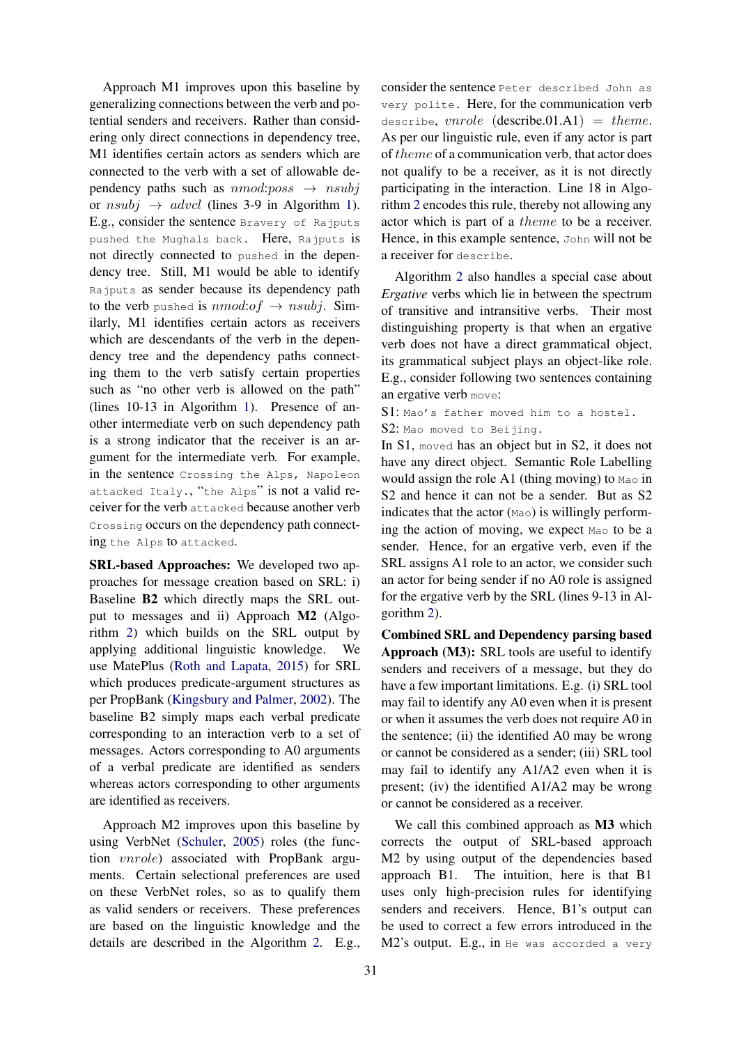Approach M1 improves upon this baseline by generalizing connections between the verb and potential senders and receivers. Rather than considering only direct connections in dependency tree, M1 identifies certain actors as senders which are connected to the verb with a set of allowable dependency paths such as $nmod{:}poss \rightarrow nsubj$ or $nsubj \rightarrow advcl$ (lines 3-9 in Algorithm 1). E.g., consider the sentence `Bravery of Rajputs pushed the Mughals back.` Here, `Rajputs` is not directly connected to `pushed` in the dependency tree. Still, M1 would be able to identify `Rajputs` as sender because its dependency path to the verb `pushed` is $nmod{:}of \rightarrow nsubj$. Similarly, M1 identifies certain actors as receivers which are descendants of the verb in the dependency tree and the dependency paths connecting them to the verb satisfy certain properties such as "no other verb is allowed on the path" (lines 10-13 in Algorithm 1). Presence of another intermediate verb on such dependency path is a strong indicator that the receiver is an argument for the intermediate verb. For example, in the sentence `Crossing the Alps, Napoleon attacked Italy.`, "`the Alps`" is not a valid receiver for the verb `attacked` because another verb `Crossing` occurs on the dependency path connecting `the Alps` to `attacked`.

**SRL-based Approaches:** We developed two approaches for message creation based on SRL: i) Baseline **B2** which directly maps the SRL output to messages and ii) Approach **M2** (Algorithm 2) which builds on the SRL output by applying additional linguistic knowledge. We use MatePlus (Roth and Lapata, 2015) for SRL which produces predicate-argument structures as per PropBank (Kingsbury and Palmer, 2002). The baseline B2 simply maps each verbal predicate corresponding to an interaction verb to a set of messages. Actors corresponding to A0 arguments of a verbal predicate are identified as senders whereas actors corresponding to other arguments are identified as receivers.

Approach M2 improves upon this baseline by using VerbNet (Schuler, 2005) roles (the function $vnrole$) associated with PropBank arguments. Certain selectional preferences are used on these VerbNet roles, so as to qualify them as valid senders or receivers. These preferences are based on the linguistic knowledge and the details are described in the Algorithm 2. E.g., consider the sentence `Peter described John as very polite.` Here, for the communication verb `describe`, $vnrole$ (describe.01.A1) $= theme$. As per our linguistic rule, even if any actor is part of $theme$ of a communication verb, that actor does not qualify to be a receiver, as it is not directly participating in the interaction. Line 18 in Algorithm 2 encodes this rule, thereby not allowing any actor which is part of a $theme$ to be a receiver. Hence, in this example sentence, `John` will not be a receiver for `describe`.

Algorithm 2 also handles a special case about *Ergative* verbs which lie in between the spectrum of transitive and intransitive verbs. Their most distinguishing property is that when an ergative verb does not have a direct grammatical object, its grammatical subject plays an object-like role. E.g., consider following two sentences containing an ergative verb `move`:

S1: `Mao's father moved him to a hostel.`
S2: `Mao moved to Beijing.`

In S1, `moved` has an object but in S2, it does not have any direct object. Semantic Role Labelling would assign the role A1 (thing moving) to `Mao` in S2 and hence it can not be a sender. But as S2 indicates that the actor (`Mao`) is willingly performing the action of moving, we expect `Mao` to be a sender. Hence, for an ergative verb, even if the SRL assigns A1 role to an actor, we consider such an actor for being sender if no A0 role is assigned for the ergative verb by the SRL (lines 9-13 in Algorithm 2).

**Combined SRL and Dependency parsing based Approach (M3):** SRL tools are useful to identify senders and receivers of a message, but they do have a few important limitations. E.g. (i) SRL tool may fail to identify any A0 even when it is present or when it assumes the verb does not require A0 in the sentence; (ii) the identified A0 may be wrong or cannot be considered as a sender; (iii) SRL tool may fail to identify any A1/A2 even when it is present; (iv) the identified A1/A2 may be wrong or cannot be considered as a receiver.

We call this combined approach as **M3** which corrects the output of SRL-based approach M2 by using output of the dependencies based approach B1. The intuition, here is that B1 uses only high-precision rules for identifying senders and receivers. Hence, B1's output can be used to correct a few errors introduced in the M2's output. E.g., in `He was accorded a very`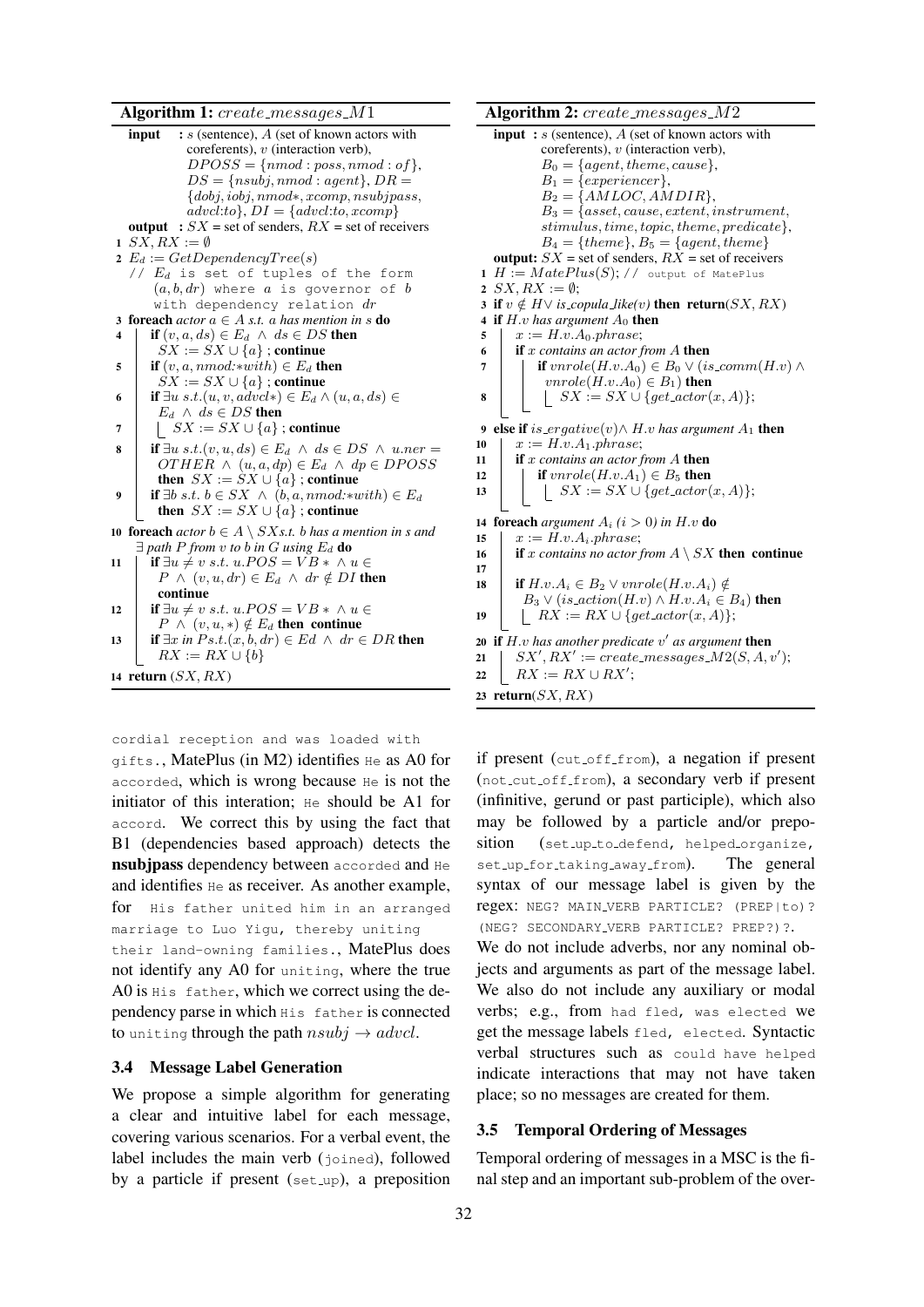**Algorithm 1:** *create_messages_M1*

```
input  : s (sentence), A (set of known actors with
         coreferents), v (interaction verb),
         DPOSS = {nmod:poss, nmod:of},
         DS = {nsubj, nmod:agent}, DR =
         {dobj, iobj, nmod*, xcomp, nsubjpass,
         advcl:to}, DI = {advcl:to, xcomp}
output : SX = set of senders, RX = set of receivers
1  SX, RX := ∅
2  E_d := GetDependencyTree(s)
   // E_d is set of tuples of the form
      (a, b, dr) where a is governor of b
      with dependency relation dr
3  foreach actor a ∈ A s.t. a has mention in s do
4      if (v, a, ds) ∈ E_d ∧ ds ∈ DS then
           SX := SX ∪ {a} ; continue
5      if (v, a, nmod:*with) ∈ E_d then
           SX := SX ∪ {a} ; continue
6      if ∃u s.t.(u, v, advcl*) ∈ E_d ∧ (u, a, ds) ∈
       E_d ∧ ds ∈ DS then
7          SX := SX ∪ {a} ; continue
8      if ∃u s.t.(v, u, ds) ∈ E_d ∧ ds ∈ DS ∧ u.ner =
       OTHER ∧ (u, a, dp) ∈ E_d ∧ dp ∈ DPOSS
       then SX := SX ∪ {a} ; continue
9      if ∃b s.t. b ∈ SX ∧ (b, a, nmod:*with) ∈ E_d
       then SX := SX ∪ {a} ; continue
10 foreach actor b ∈ A \ SX s.t. b has a mention in s and
   ∃ path P from v to b in G using E_d do
11     if ∃u ≠ v s.t. u.POS = VB* ∧ u ∈
       P ∧ (v, u, dr) ∈ E_d ∧ dr ∉ DI then
       continue
12     if ∃u ≠ v s.t. u.POS = VB* ∧ u ∈
       P ∧ (v, u, *) ∉ E_d then continue
13     if ∃x in P s.t.(x, b, dr) ∈ Ed ∧ dr ∈ DR then
           RX := RX ∪ {b}
14 return (SX, RX)
```

**Algorithm 2:** *create_messages_M2*

```
input  : s (sentence), A (set of known actors with
         coreferents), v (interaction verb),
         B0 = {agent, theme, cause},
         B1 = {experiencer},
         B2 = {AMLOC, AMDIR},
         B3 = {asset, cause, extent, instrument,
         stimulus, time, topic, theme, predicate},
         B4 = {theme}, B5 = {agent, theme}
output : SX = set of senders, RX = set of receivers
1  H := MatePlus(S); // output of MatePlus
2  SX, RX := ∅;
3  if v ∉ H ∨ is_copula_like(v) then return(SX, RX)
4  if H.v has argument A0 then
5      x := H.v.A0.phrase;
6      if x contains an actor from A then
7          if vnrole(H.v.A0) ∈ B0 ∨ (is_comm(H.v) ∧
           vnrole(H.v.A0) ∈ B1) then
8              SX := SX ∪ {get_actor(x, A)};
9  else if is_ergative(v) ∧ H.v has argument A1 then
10     x := H.v.A1.phrase;
11     if x contains an actor from A then
12         if vnrole(H.v.A1) ∈ B5 then
13             SX := SX ∪ {get_actor(x, A)};
14 foreach argument Ai (i > 0) in H.v do
15     x := H.v.Ai.phrase;
16     if x contains no actor from A \ SX then continue
17
18     if H.v.Ai ∈ B2 ∨ vnrole(H.v.Ai) ∉
       B3 ∨ (is_action(H.v) ∧ H.v.Ai ∈ B4) then
19         RX := RX ∪ {get_actor(x, A)};
20 if H.v has another predicate v' as argument then
21     SX', RX' := create_messages_M2(S, A, v');
22     RX := RX ∪ RX';
23 return(SX, RX)
```

cordial reception and was loaded with gifts., MatePlus (in M2) identifies He as A0 for accorded, which is wrong because He is not the initiator of this interation; He should be A1 for accord. We correct this by using the fact that B1 (dependencies based approach) detects the **nsubjpass** dependency between accorded and He and identifies He as receiver. As another example, for His father united him in an arranged marriage to Luo Yigu, thereby uniting their land-owning families., MatePlus does not identify any A0 for uniting, where the true A0 is His father, which we correct using the dependency parse in which His father is connected to uniting through the path $nsubj \rightarrow advcl$.

### 3.4 Message Label Generation

We propose a simple algorithm for generating a clear and intuitive label for each message, covering various scenarios. For a verbal event, the label includes the main verb (joined), followed by a particle if present (set_up), a preposition if present (cut_off_from), a negation if present (not_cut_off_from), a secondary verb if present (infinitive, gerund or past participle), which also may be followed by a particle and/or preposition (set_up_to_defend, helped_organize, set_up_for_taking_away_from). The general syntax of our message label is given by the regex: NEG? MAIN_VERB PARTICLE? (PREP|to)? (NEG? SECONDARY_VERB PARTICLE? PREP?)?.

We do not include adverbs, nor any nominal objects and arguments as part of the message label. We also do not include any auxiliary or modal verbs; e.g., from had fled, was elected we get the message labels fled, elected. Syntactic verbal structures such as could have helped indicate interactions that may not have taken place; so no messages are created for them.

### 3.5 Temporal Ordering of Messages

Temporal ordering of messages in a MSC is the final step and an important sub-problem of the over-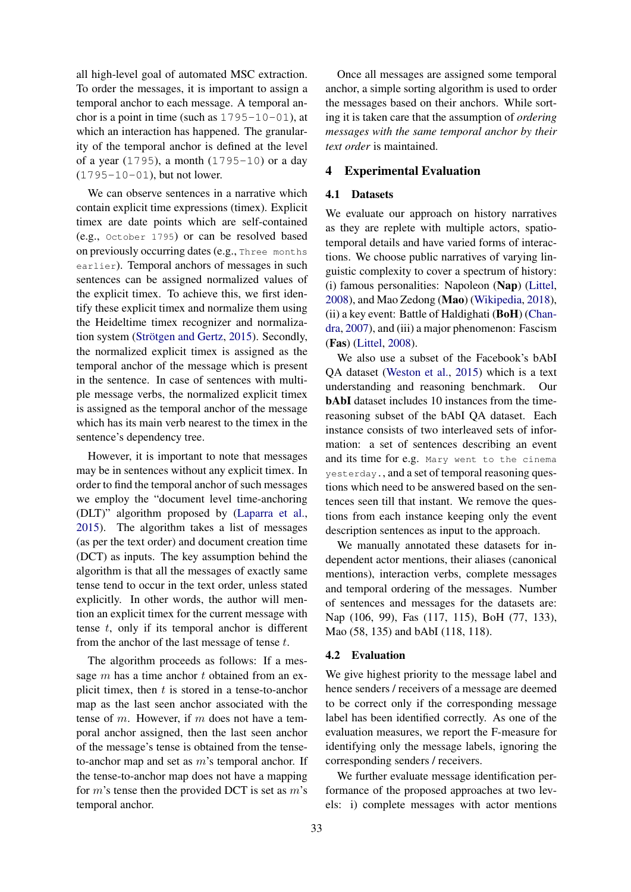all high-level goal of automated MSC extraction. To order the messages, it is important to assign a temporal anchor to each message. A temporal anchor is a point in time (such as `1795-10-01`), at which an interaction has happened. The granularity of the temporal anchor is defined at the level of a year (`1795`), a month (`1795-10`) or a day (`1795-10-01`), but not lower.

We can observe sentences in a narrative which contain explicit time expressions (timex). Explicit timex are date points which are self-contained (e.g., `October 1795`) or can be resolved based on previously occurring dates (e.g., `Three months earlier`). Temporal anchors of messages in such sentences can be assigned normalized values of the explicit timex. To achieve this, we first identify these explicit timex and normalize them using the Heideltime timex recognizer and normalization system (Strötgen and Gertz, 2015). Secondly, the normalized explicit timex is assigned as the temporal anchor of the message which is present in the sentence. In case of sentences with multiple message verbs, the normalized explicit timex is assigned as the temporal anchor of the message which has its main verb nearest to the timex in the sentence's dependency tree.

However, it is important to note that messages may be in sentences without any explicit timex. In order to find the temporal anchor of such messages we employ the "document level time-anchoring (DLT)" algorithm proposed by (Laparra et al., 2015). The algorithm takes a list of messages (as per the text order) and document creation time (DCT) as inputs. The key assumption behind the algorithm is that all the messages of exactly same tense tend to occur in the text order, unless stated explicitly. In other words, the author will mention an explicit timex for the current message with tense $t$, only if its temporal anchor is different from the anchor of the last message of tense $t$.

The algorithm proceeds as follows: If a message $m$ has a time anchor $t$ obtained from an explicit timex, then $t$ is stored in a tense-to-anchor map as the last seen anchor associated with the tense of $m$. However, if $m$ does not have a temporal anchor assigned, then the last seen anchor of the message's tense is obtained from the tense-to-anchor map and set as $m$'s temporal anchor. If the tense-to-anchor map does not have a mapping for $m$'s tense then the provided DCT is set as $m$'s temporal anchor.

Once all messages are assigned some temporal anchor, a simple sorting algorithm is used to order the messages based on their anchors. While sorting it is taken care that the assumption of *ordering messages with the same temporal anchor by their text order* is maintained.

## 4 Experimental Evaluation

### 4.1 Datasets

We evaluate our approach on history narratives as they are replete with multiple actors, spatio-temporal details and have varied forms of interactions. We choose public narratives of varying linguistic complexity to cover a spectrum of history: (i) famous personalities: Napoleon (**Nap**) (Littel, 2008), and Mao Zedong (**Mao**) (Wikipedia, 2018), (ii) a key event: Battle of Haldighati (**BoH**) (Chandra, 2007), and (iii) a major phenomenon: Fascism (**Fas**) (Littel, 2008).

We also use a subset of the Facebook's bAbI QA dataset (Weston et al., 2015) which is a text understanding and reasoning benchmark. Our **bAbI** dataset includes 10 instances from the time-reasoning subset of the bAbI QA dataset. Each instance consists of two interleaved sets of information: a set of sentences describing an event and its time for e.g. `Mary went to the cinema yesterday.`, and a set of temporal reasoning questions which need to be answered based on the sentences seen till that instant. We remove the questions from each instance keeping only the event description sentences as input to the approach.

We manually annotated these datasets for independent actor mentions, their aliases (canonical mentions), interaction verbs, complete messages and temporal ordering of the messages. Number of sentences and messages for the datasets are: Nap (106, 99), Fas (117, 115), BoH (77, 133), Mao (58, 135) and bAbI (118, 118).

### 4.2 Evaluation

We give highest priority to the message label and hence senders / receivers of a message are deemed to be correct only if the corresponding message label has been identified correctly. As one of the evaluation measures, we report the F-measure for identifying only the message labels, ignoring the corresponding senders / receivers.

We further evaluate message identification performance of the proposed approaches at two levels: i) complete messages with actor mentions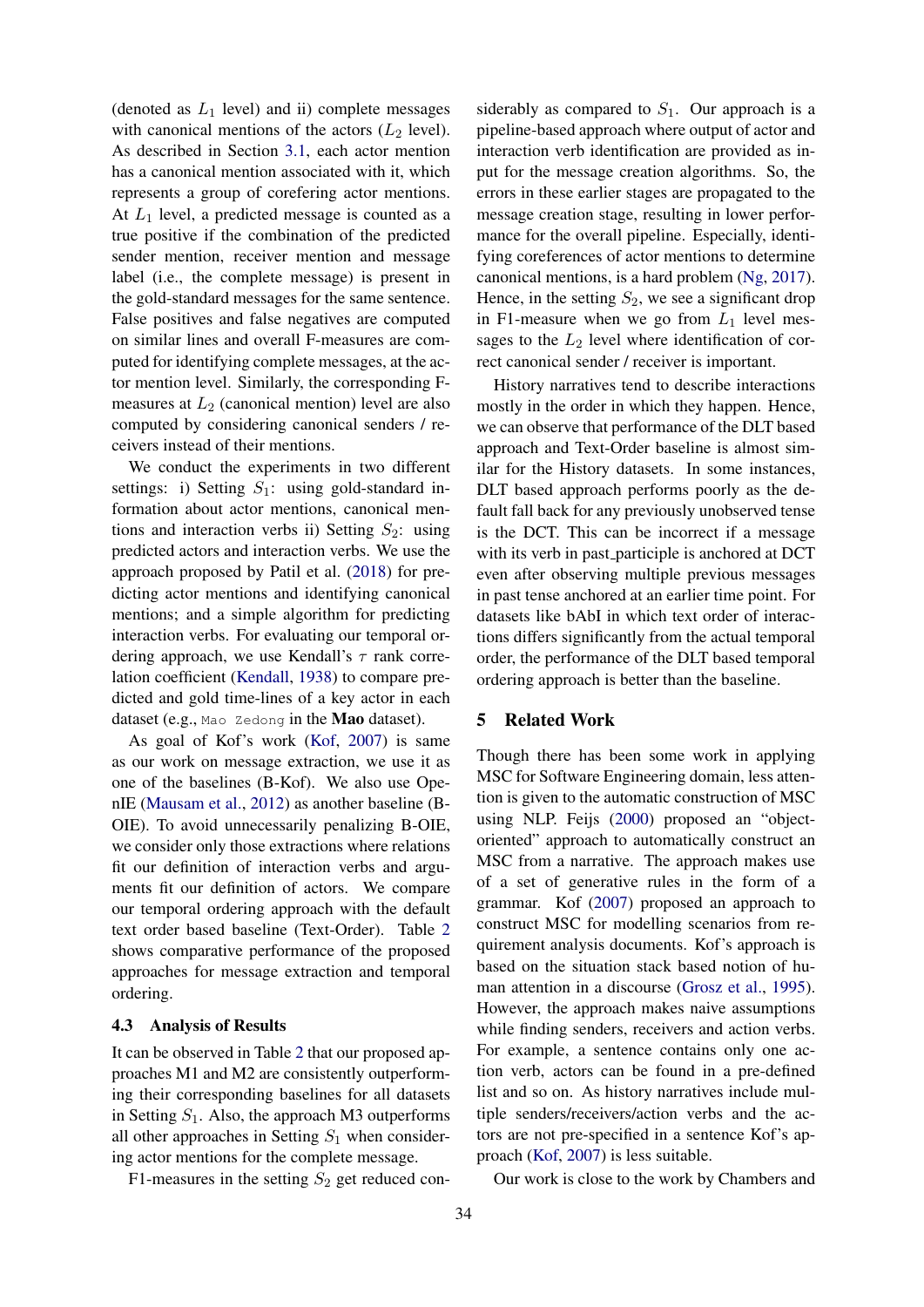(denoted as $L_1$ level) and ii) complete messages with canonical mentions of the actors ($L_2$ level). As described in Section 3.1, each actor mention has a canonical mention associated with it, which represents a group of corefering actor mentions. At $L_1$ level, a predicted message is counted as a true positive if the combination of the predicted sender mention, receiver mention and message label (i.e., the complete message) is present in the gold-standard messages for the same sentence. False positives and false negatives are computed on similar lines and overall F-measures are computed for identifying complete messages, at the actor mention level. Similarly, the corresponding F-measures at $L_2$ (canonical mention) level are also computed by considering canonical senders / receivers instead of their mentions.

We conduct the experiments in two different settings: i) Setting $S_1$: using gold-standard information about actor mentions, canonical mentions and interaction verbs ii) Setting $S_2$: using predicted actors and interaction verbs. We use the approach proposed by Patil et al. (2018) for predicting actor mentions and identifying canonical mentions; and a simple algorithm for predicting interaction verbs. For evaluating our temporal ordering approach, we use Kendall's $\tau$ rank correlation coefficient (Kendall, 1938) to compare predicted and gold time-lines of a key actor in each dataset (e.g., `Mao Zedong` in the **Mao** dataset).

As goal of Kof's work (Kof, 2007) is same as our work on message extraction, we use it as one of the baselines (B-Kof). We also use OpenIE (Mausam et al., 2012) as another baseline (B-OIE). To avoid unnecessarily penalizing B-OIE, we consider only those extractions where relations fit our definition of interaction verbs and arguments fit our definition of actors. We compare our temporal ordering approach with the default text order based baseline (Text-Order). Table 2 shows comparative performance of the proposed approaches for message extraction and temporal ordering.

### 4.3 Analysis of Results

It can be observed in Table 2 that our proposed approaches M1 and M2 are consistently outperforming their corresponding baselines for all datasets in Setting $S_1$. Also, the approach M3 outperforms all other approaches in Setting $S_1$ when considering actor mentions for the complete message.

F1-measures in the setting $S_2$ get reduced considerably as compared to $S_1$. Our approach is a pipeline-based approach where output of actor and interaction verb identification are provided as input for the message creation algorithms. So, the errors in these earlier stages are propagated to the message creation stage, resulting in lower performance for the overall pipeline. Especially, identifying coreferences of actor mentions to determine canonical mentions, is a hard problem (Ng, 2017). Hence, in the setting $S_2$, we see a significant drop in F1-measure when we go from $L_1$ level messages to the $L_2$ level where identification of correct canonical sender / receiver is important.

History narratives tend to describe interactions mostly in the order in which they happen. Hence, we can observe that performance of the DLT based approach and Text-Order baseline is almost similar for the History datasets. In some instances, DLT based approach performs poorly as the default fall back for any previously unobserved tense is the DCT. This can be incorrect if a message with its verb in past_participle is anchored at DCT even after observing multiple previous messages in past tense anchored at an earlier time point. For datasets like bAbI in which text order of interactions differs significantly from the actual temporal order, the performance of the DLT based temporal ordering approach is better than the baseline.

## 5 Related Work

Though there has been some work in applying MSC for Software Engineering domain, less attention is given to the automatic construction of MSC using NLP. Feijs (2000) proposed an "object-oriented" approach to automatically construct an MSC from a narrative. The approach makes use of a set of generative rules in the form of a grammar. Kof (2007) proposed an approach to construct MSC for modelling scenarios from requirement analysis documents. Kof's approach is based on the situation stack based notion of human attention in a discourse (Grosz et al., 1995). However, the approach makes naive assumptions while finding senders, receivers and action verbs. For example, a sentence contains only one action verb, actors can be found in a pre-defined list and so on. As history narratives include multiple senders/receivers/action verbs and the actors are not pre-specified in a sentence Kof's approach (Kof, 2007) is less suitable.

Our work is close to the work by Chambers and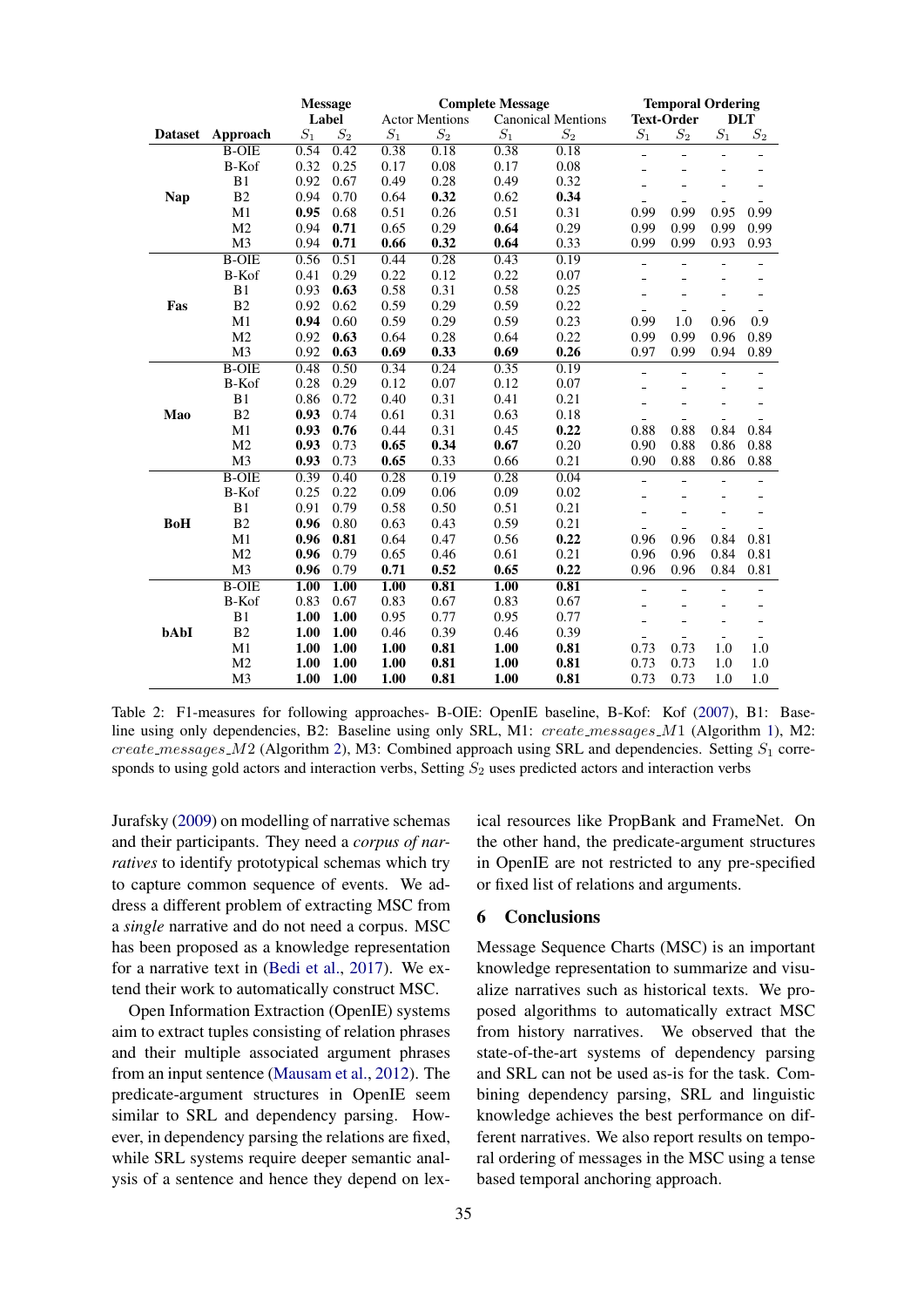| Dataset | Approach | Message Label | | Complete Message | | | | Temporal Ordering | | | |
|---|---|---|---|---|---|---|---|---|---|---|---|
| | | | | Actor Mentions | | Canonical Mentions | | Text-Order | | DLT | |
| | | $S_1$ | $S_2$ | $S_1$ | $S_2$ | $S_1$ | $S_2$ | $S_1$ | $S_2$ | $S_1$ | $S_2$ |
| **Nap** | B-OIE | 0.54 | 0.42 | 0.38 | 0.18 | 0.38 | 0.18 | - | - | - | - |
| | B-Kof | 0.32 | 0.25 | 0.17 | 0.08 | 0.17 | 0.08 | - | - | - | - |
| | B1 | 0.92 | 0.67 | 0.49 | 0.28 | 0.49 | 0.32 | - | - | - | - |
| | B2 | 0.94 | 0.70 | 0.64 | **0.32** | 0.62 | **0.34** | - | - | - | - |
| | M1 | **0.95** | 0.68 | 0.51 | 0.26 | 0.51 | 0.31 | 0.99 | 0.99 | 0.95 | 0.99 |
| | M2 | 0.94 | **0.71** | 0.65 | 0.29 | **0.64** | 0.29 | 0.99 | 0.99 | 0.99 | 0.99 |
| | M3 | 0.94 | **0.71** | **0.66** | **0.32** | **0.64** | 0.33 | 0.99 | 0.99 | 0.93 | 0.93 |
| **Fas** | B-OIE | 0.56 | 0.51 | 0.44 | 0.28 | 0.43 | 0.19 | - | - | - | - |
| | B-Kof | 0.41 | 0.29 | 0.22 | 0.12 | 0.22 | 0.07 | - | - | - | - |
| | B1 | 0.93 | **0.63** | 0.58 | 0.31 | 0.58 | 0.25 | - | - | - | - |
| | B2 | 0.92 | 0.62 | 0.59 | 0.29 | 0.59 | 0.22 | - | - | - | - |
| | M1 | **0.94** | 0.60 | 0.59 | 0.29 | 0.59 | 0.23 | 0.99 | 1.0 | 0.96 | 0.9 |
| | M2 | 0.92 | **0.63** | 0.64 | 0.28 | 0.64 | 0.22 | 0.99 | 0.99 | 0.96 | 0.89 |
| | M3 | 0.92 | **0.63** | **0.69** | **0.33** | **0.69** | **0.26** | 0.97 | 0.99 | 0.94 | 0.89 |
| **Mao** | B-OIE | 0.48 | 0.50 | 0.34 | 0.24 | 0.35 | 0.19 | - | - | - | - |
| | B-Kof | 0.28 | 0.29 | 0.12 | 0.07 | 0.12 | 0.07 | - | - | - | - |
| | B1 | 0.86 | 0.72 | 0.40 | 0.31 | 0.41 | 0.21 | - | - | - | - |
| | B2 | **0.93** | 0.74 | 0.61 | 0.31 | 0.63 | 0.18 | - | - | - | - |
| | M1 | **0.93** | **0.76** | 0.44 | 0.31 | 0.45 | **0.22** | 0.88 | 0.88 | 0.84 | 0.84 |
| | M2 | **0.93** | 0.73 | **0.65** | **0.34** | **0.67** | 0.20 | 0.90 | 0.88 | 0.86 | 0.88 |
| | M3 | **0.93** | 0.73 | **0.65** | 0.33 | 0.66 | 0.21 | 0.90 | 0.88 | 0.86 | 0.88 |
| **BoH** | B-OIE | 0.39 | 0.40 | 0.28 | 0.19 | 0.28 | 0.04 | - | - | - | - |
| | B-Kof | 0.25 | 0.22 | 0.09 | 0.06 | 0.09 | 0.02 | - | - | - | - |
| | B1 | 0.91 | 0.79 | 0.58 | 0.50 | 0.51 | 0.21 | - | - | - | - |
| | B2 | **0.96** | 0.80 | 0.63 | 0.43 | 0.59 | 0.21 | - | - | - | - |
| | M1 | **0.96** | **0.81** | 0.64 | 0.47 | 0.56 | **0.22** | 0.96 | 0.96 | 0.84 | 0.81 |
| | M2 | **0.96** | 0.79 | 0.65 | 0.46 | 0.61 | 0.21 | 0.96 | 0.96 | 0.84 | 0.81 |
| | M3 | **0.96** | 0.79 | **0.71** | **0.52** | **0.65** | **0.22** | 0.96 | 0.96 | 0.84 | 0.81 |
| **bAbI** | B-OIE | **1.00** | **1.00** | **1.00** | **0.81** | **1.00** | **0.81** | - | - | - | - |
| | B-Kof | 0.83 | 0.67 | 0.83 | 0.67 | 0.83 | 0.67 | - | - | - | - |
| | B1 | **1.00** | **1.00** | 0.95 | 0.77 | 0.95 | 0.77 | - | - | - | - |
| | B2 | **1.00** | **1.00** | 0.46 | 0.39 | 0.46 | 0.39 | - | - | - | - |
| | M1 | **1.00** | **1.00** | **1.00** | **0.81** | **1.00** | **0.81** | 0.73 | 0.73 | 1.0 | 1.0 |
| | M2 | **1.00** | **1.00** | **1.00** | **0.81** | **1.00** | **0.81** | 0.73 | 0.73 | 1.0 | 1.0 |
| | M3 | **1.00** | **1.00** | **1.00** | **0.81** | **1.00** | **0.81** | 0.73 | 0.73 | 1.0 | 1.0 |

Table 2: F1-measures for following approaches- B-OIE: OpenIE baseline, B-Kof: Kof (2007), B1: Baseline using only dependencies, B2: Baseline using only SRL, M1: *create_messages_M1* (Algorithm 1), M2: *create_messages_M2* (Algorithm 2), M3: Combined approach using SRL and dependencies. Setting $S_1$ corresponds to using gold actors and interaction verbs, Setting $S_2$ uses predicted actors and interaction verbs

Jurafsky (2009) on modelling of narrative schemas and their participants. They need a *corpus of narratives* to identify prototypical schemas which try to capture common sequence of events. We address a different problem of extracting MSC from a *single* narrative and do not need a corpus. MSC has been proposed as a knowledge representation for a narrative text in (Bedi et al., 2017). We extend their work to automatically construct MSC.

Open Information Extraction (OpenIE) systems aim to extract tuples consisting of relation phrases and their multiple associated argument phrases from an input sentence (Mausam et al., 2012). The predicate-argument structures in OpenIE seem similar to SRL and dependency parsing. However, in dependency parsing the relations are fixed, while SRL systems require deeper semantic analysis of a sentence and hence they depend on lexical resources like PropBank and FrameNet. On the other hand, the predicate-argument structures in OpenIE are not restricted to any pre-specified or fixed list of relations and arguments.

## 6 Conclusions

Message Sequence Charts (MSC) is an important knowledge representation to summarize and visualize narratives such as historical texts. We proposed algorithms to automatically extract MSC from history narratives. We observed that the state-of-the-art systems of dependency parsing and SRL can not be used as-is for the task. Combining dependency parsing, SRL and linguistic knowledge achieves the best performance on different narratives. We also report results on temporal ordering of messages in the MSC using a tense based temporal anchoring approach.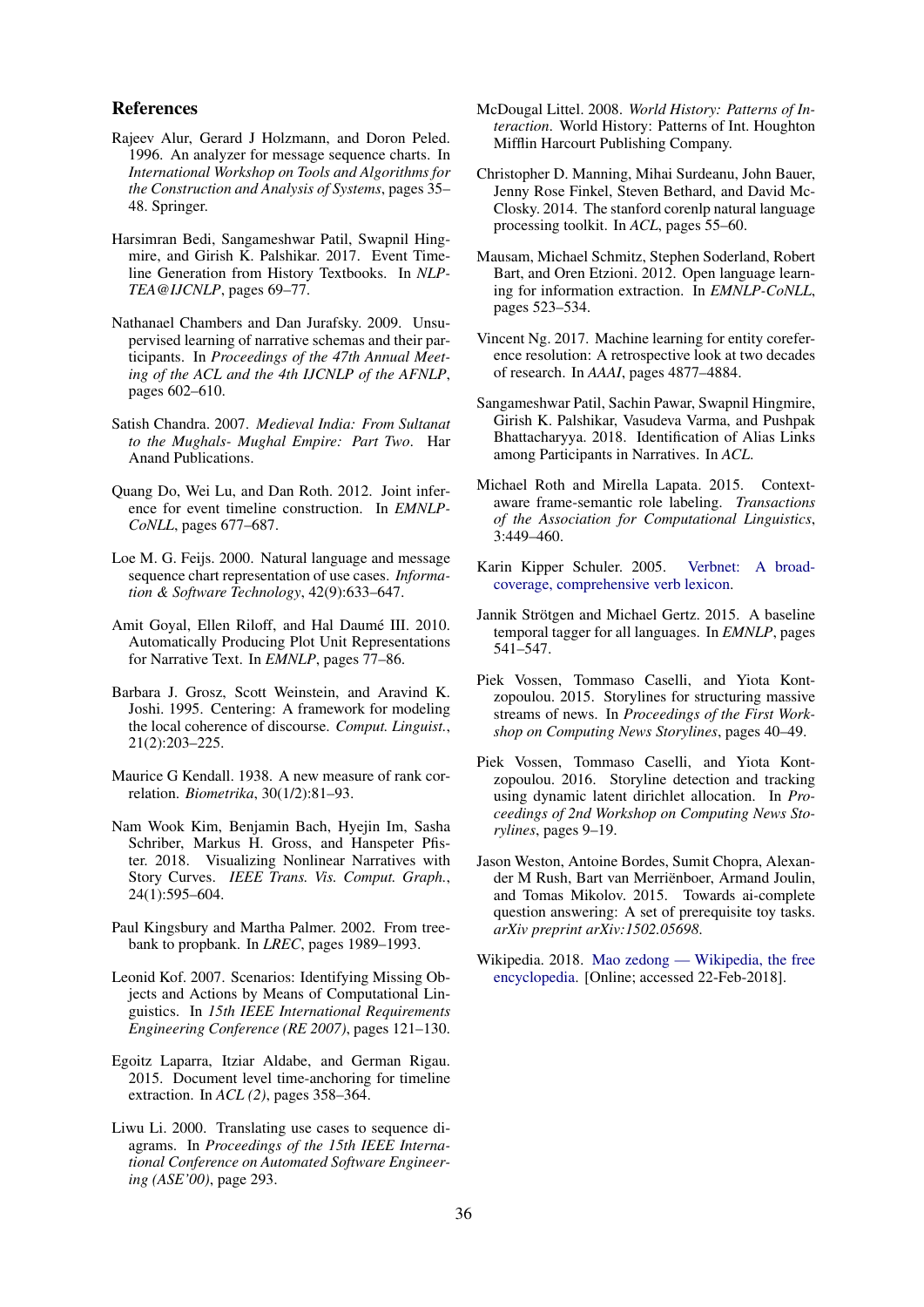## References

Rajeev Alur, Gerard J Holzmann, and Doron Peled. 1996. An analyzer for message sequence charts. In *International Workshop on Tools and Algorithms for the Construction and Analysis of Systems*, pages 35–48. Springer.

Harsimran Bedi, Sangameshwar Patil, Swapnil Hingmire, and Girish K. Palshikar. 2017. Event Timeline Generation from History Textbooks. In *NLP-TEA@IJCNLP*, pages 69–77.

Nathanael Chambers and Dan Jurafsky. 2009. Unsupervised learning of narrative schemas and their participants. In *Proceedings of the 47th Annual Meeting of the ACL and the 4th IJCNLP of the AFNLP*, pages 602–610.

Satish Chandra. 2007. *Medieval India: From Sultanat to the Mughals- Mughal Empire: Part Two*. Har Anand Publications.

Quang Do, Wei Lu, and Dan Roth. 2012. Joint inference for event timeline construction. In *EMNLP-CoNLL*, pages 677–687.

Loe M. G. Feijs. 2000. Natural language and message sequence chart representation of use cases. *Information & Software Technology*, 42(9):633–647.

Amit Goyal, Ellen Riloff, and Hal Daumé III. 2010. Automatically Producing Plot Unit Representations for Narrative Text. In *EMNLP*, pages 77–86.

Barbara J. Grosz, Scott Weinstein, and Aravind K. Joshi. 1995. Centering: A framework for modeling the local coherence of discourse. *Comput. Linguist.*, 21(2):203–225.

Maurice G Kendall. 1938. A new measure of rank correlation. *Biometrika*, 30(1/2):81–93.

Nam Wook Kim, Benjamin Bach, Hyejin Im, Sasha Schriber, Markus H. Gross, and Hanspeter Pfister. 2018. Visualizing Nonlinear Narratives with Story Curves. *IEEE Trans. Vis. Comput. Graph.*, 24(1):595–604.

Paul Kingsbury and Martha Palmer. 2002. From treebank to propbank. In *LREC*, pages 1989–1993.

Leonid Kof. 2007. Scenarios: Identifying Missing Objects and Actions by Means of Computational Linguistics. In *15th IEEE International Requirements Engineering Conference (RE 2007)*, pages 121–130.

Egoitz Laparra, Itziar Aldabe, and German Rigau. 2015. Document level time-anchoring for timeline extraction. In *ACL (2)*, pages 358–364.

Liwu Li. 2000. Translating use cases to sequence diagrams. In *Proceedings of the 15th IEEE International Conference on Automated Software Engineering (ASE'00)*, page 293.

McDougal Littel. 2008. *World History: Patterns of Interaction*. World History: Patterns of Int. Houghton Mifflin Harcourt Publishing Company.

Christopher D. Manning, Mihai Surdeanu, John Bauer, Jenny Rose Finkel, Steven Bethard, and David McClosky. 2014. The stanford corenlp natural language processing toolkit. In *ACL*, pages 55–60.

Mausam, Michael Schmitz, Stephen Soderland, Robert Bart, and Oren Etzioni. 2012. Open language learning for information extraction. In *EMNLP-CoNLL*, pages 523–534.

Vincent Ng. 2017. Machine learning for entity coreference resolution: A retrospective look at two decades of research. In *AAAI*, pages 4877–4884.

Sangameshwar Patil, Sachin Pawar, Swapnil Hingmire, Girish K. Palshikar, Vasudeva Varma, and Pushpak Bhattacharyya. 2018. Identification of Alias Links among Participants in Narratives. In *ACL*.

Michael Roth and Mirella Lapata. 2015. Context-aware frame-semantic role labeling. *Transactions of the Association for Computational Linguistics*, 3:449–460.

Karin Kipper Schuler. 2005. Verbnet: A broad-coverage, comprehensive verb lexicon.

Jannik Strötgen and Michael Gertz. 2015. A baseline temporal tagger for all languages. In *EMNLP*, pages 541–547.

Piek Vossen, Tommaso Caselli, and Yiota Kontzopoulou. 2015. Storylines for structuring massive streams of news. In *Proceedings of the First Workshop on Computing News Storylines*, pages 40–49.

Piek Vossen, Tommaso Caselli, and Yiota Kontzopoulou. 2016. Storyline detection and tracking using dynamic latent dirichlet allocation. In *Proceedings of 2nd Workshop on Computing News Storylines*, pages 9–19.

Jason Weston, Antoine Bordes, Sumit Chopra, Alexander M Rush, Bart van Merriënboer, Armand Joulin, and Tomas Mikolov. 2015. Towards ai-complete question answering: A set of prerequisite toy tasks. *arXiv preprint arXiv:1502.05698*.

Wikipedia. 2018. Mao zedong — Wikipedia, the free encyclopedia. [Online; accessed 22-Feb-2018].